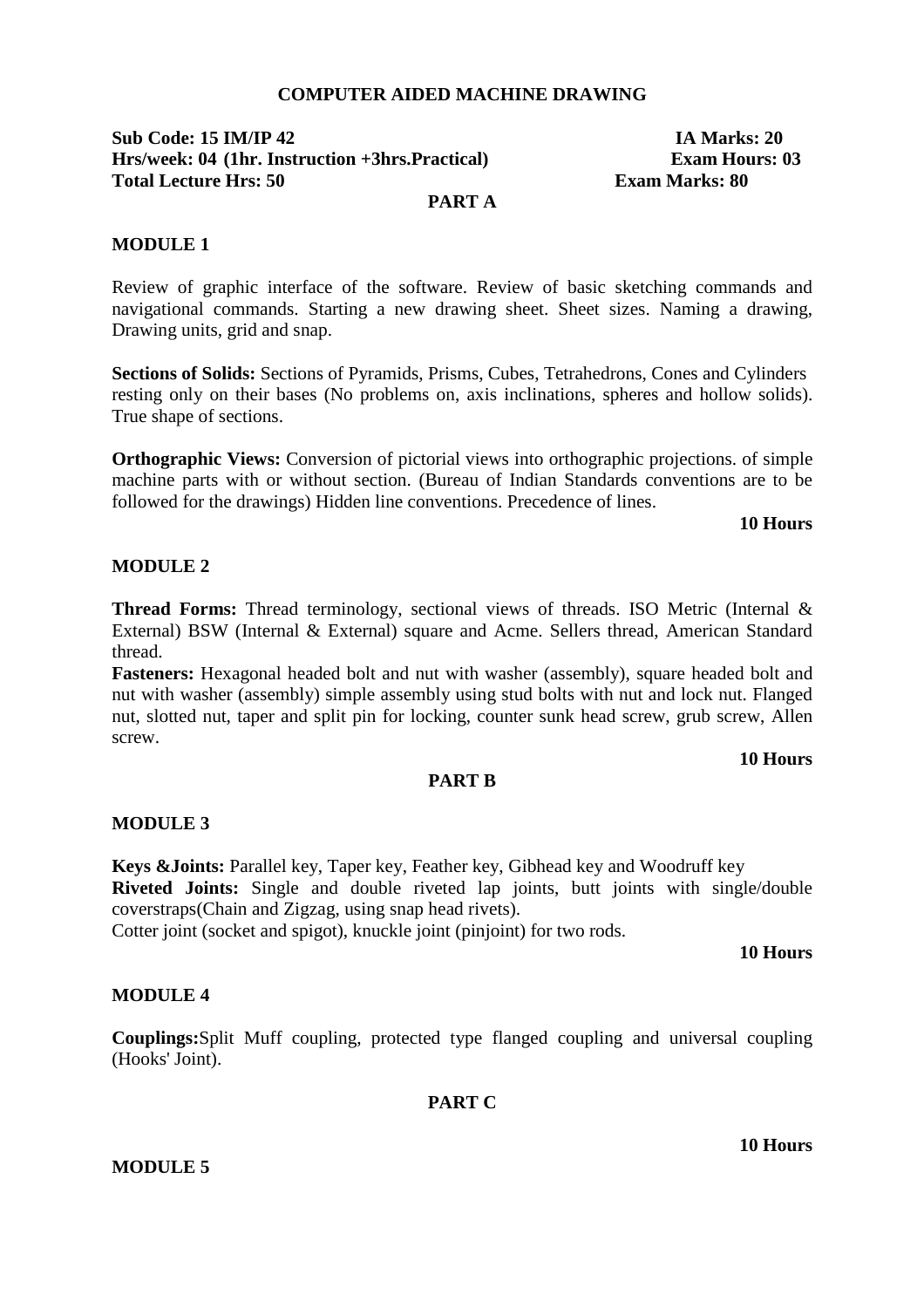# COMPUTER AIDED MACHINE DRAWING

**Sub Code: 15 IM/IP 42** **IA Marks: 20**
**Hrs/week: 04 (1hr. Instruction +3hrs.Practical)** **Exam Hours: 03**
**Total Lecture Hrs: 50** **Exam Marks: 80**

## PART A

### MODULE 1

Review of graphic interface of the software. Review of basic sketching commands and navigational commands. Starting a new drawing sheet. Sheet sizes. Naming a drawing, Drawing units, grid and snap.

**Sections of Solids:** Sections of Pyramids, Prisms, Cubes, Tetrahedrons, Cones and Cylinders resting only on their bases (No problems on, axis inclinations, spheres and hollow solids). True shape of sections.

**Orthographic Views:** Conversion of pictorial views into orthographic projections. of simple machine parts with or without section. (Bureau of Indian Standards conventions are to be followed for the drawings) Hidden line conventions. Precedence of lines.

**10 Hours**

### MODULE 2

**Thread Forms:** Thread terminology, sectional views of threads. ISO Metric (Internal & External) BSW (Internal & External) square and Acme. Sellers thread, American Standard thread.

**Fasteners:** Hexagonal headed bolt and nut with washer (assembly), square headed bolt and nut with washer (assembly) simple assembly using stud bolts with nut and lock nut. Flanged nut, slotted nut, taper and split pin for locking, counter sunk head screw, grub screw, Allen screw.

**10 Hours**

## PART B

### MODULE 3

**Keys &Joints:** Parallel key, Taper key, Feather key, Gibhead key and Woodruff key

**Riveted Joints:** Single and double riveted lap joints, butt joints with single/double coverstraps(Chain and Zigzag, using snap head rivets).

Cotter joint (socket and spigot), knuckle joint (pinjoint) for two rods.

**10 Hours**

### MODULE 4

**Couplings:**Split Muff coupling, protected type flanged coupling and universal coupling (Hooks' Joint).

## PART C

**10 Hours**

### MODULE 5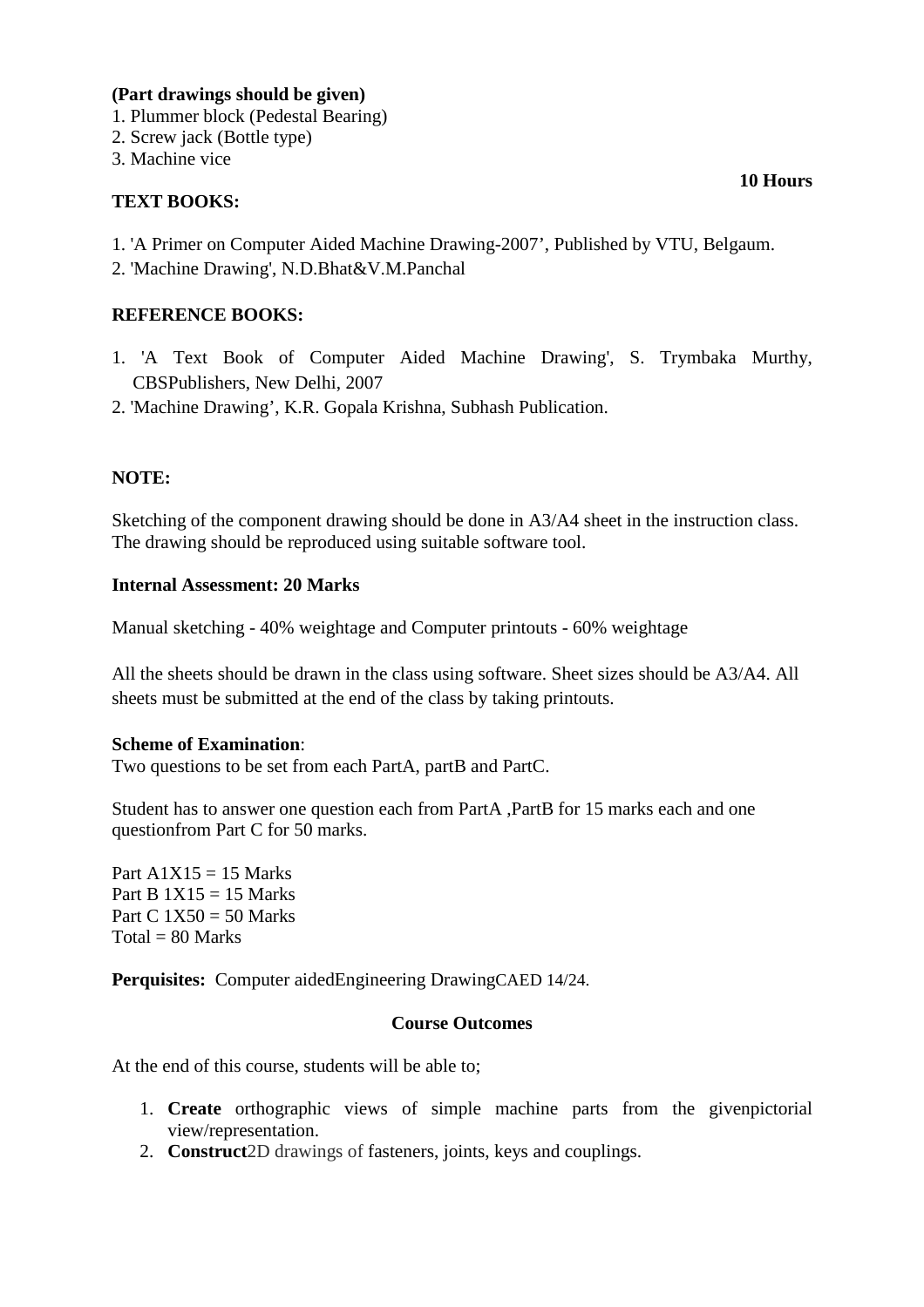**(Part drawings should be given)**

1. Plummer block (Pedestal Bearing)
2. Screw jack (Bottle type)
3. Machine vice

**10 Hours**

**TEXT BOOKS:**

1. 'A Primer on Computer Aided Machine Drawing-2007', Published by VTU, Belgaum.
2. 'Machine Drawing', N.D.Bhat&V.M.Panchal

**REFERENCE BOOKS:**

1. 'A Text Book of Computer Aided Machine Drawing', S. Trymbaka Murthy, CBSPublishers, New Delhi, 2007
2. 'Machine Drawing', K.R. Gopala Krishna, Subhash Publication.

**NOTE:**

Sketching of the component drawing should be done in A3/A4 sheet in the instruction class. The drawing should be reproduced using suitable software tool.

**Internal Assessment: 20 Marks**

Manual sketching - 40% weightage and Computer printouts - 60% weightage

All the sheets should be drawn in the class using software. Sheet sizes should be A3/A4. All sheets must be submitted at the end of the class by taking printouts.

**Scheme of Examination**:

Two questions to be set from each PartA, partB and PartC.

Student has to answer one question each from PartA ,PartB for 15 marks each and one questionfrom Part C for 50 marks.

Part A1X15 = 15 Marks
Part B 1X15 = 15 Marks
Part C 1X50 = 50 Marks
Total = 80 Marks

**Perquisites:** Computer aidedEngineering DrawingCAED 14/24.

**Course Outcomes**

At the end of this course, students will be able to;

1. **Create** orthographic views of simple machine parts from the givenpictorial view/representation.
2. **Construct**2D drawings of fasteners, joints, keys and couplings.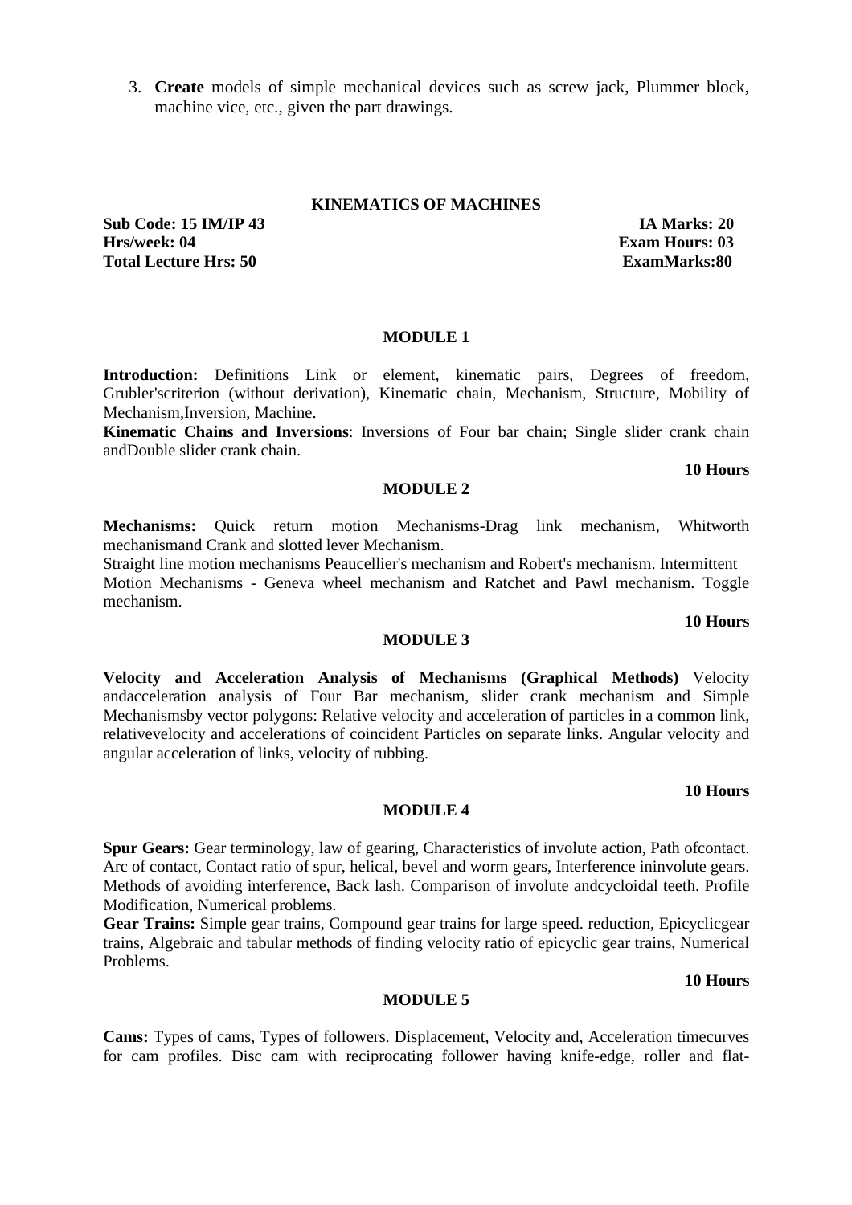3. **Create** models of simple mechanical devices such as screw jack, Plummer block, machine vice, etc., given the part drawings.

## KINEMATICS OF MACHINES

| | |
|---|---|
| **Sub Code: 15 IM/IP 43** | **IA Marks: 20** |
| **Hrs/week: 04** | **Exam Hours: 03** |
| **Total Lecture Hrs: 50** | **ExamMarks:80** |

### MODULE 1

**Introduction:** Definitions Link or element, kinematic pairs, Degrees of freedom, Grubler'scriterion (without derivation), Kinematic chain, Mechanism, Structure, Mobility of Mechanism,Inversion, Machine.

**Kinematic Chains and Inversions**: Inversions of Four bar chain; Single slider crank chain andDouble slider crank chain.

**10 Hours**

### MODULE 2

**Mechanisms:** Quick return motion Mechanisms-Drag link mechanism, Whitworth mechanismand Crank and slotted lever Mechanism.

Straight line motion mechanisms Peaucellier's mechanism and Robert's mechanism. Intermittent Motion Mechanisms - Geneva wheel mechanism and Ratchet and Pawl mechanism. Toggle mechanism.

**10 Hours**

### MODULE 3

**Velocity and Acceleration Analysis of Mechanisms (Graphical Methods)** Velocity andacceleration analysis of Four Bar mechanism, slider crank mechanism and Simple Mechanismsby vector polygons: Relative velocity and acceleration of particles in a common link, relativevelocity and accelerations of coincident Particles on separate links. Angular velocity and angular acceleration of links, velocity of rubbing.

**10 Hours**

### MODULE 4

**Spur Gears:** Gear terminology, law of gearing, Characteristics of involute action, Path ofcontact. Arc of contact, Contact ratio of spur, helical, bevel and worm gears, Interference ininvolute gears. Methods of avoiding interference, Back lash. Comparison of involute andcycloidal teeth. Profile Modification, Numerical problems.

**Gear Trains:** Simple gear trains, Compound gear trains for large speed. reduction, Epicyclicgear trains, Algebraic and tabular methods of finding velocity ratio of epicyclic gear trains, Numerical Problems.

**10 Hours**

### MODULE 5

**Cams:** Types of cams, Types of followers. Displacement, Velocity and, Acceleration timecurves for cam profiles. Disc cam with reciprocating follower having knife-edge, roller and flat-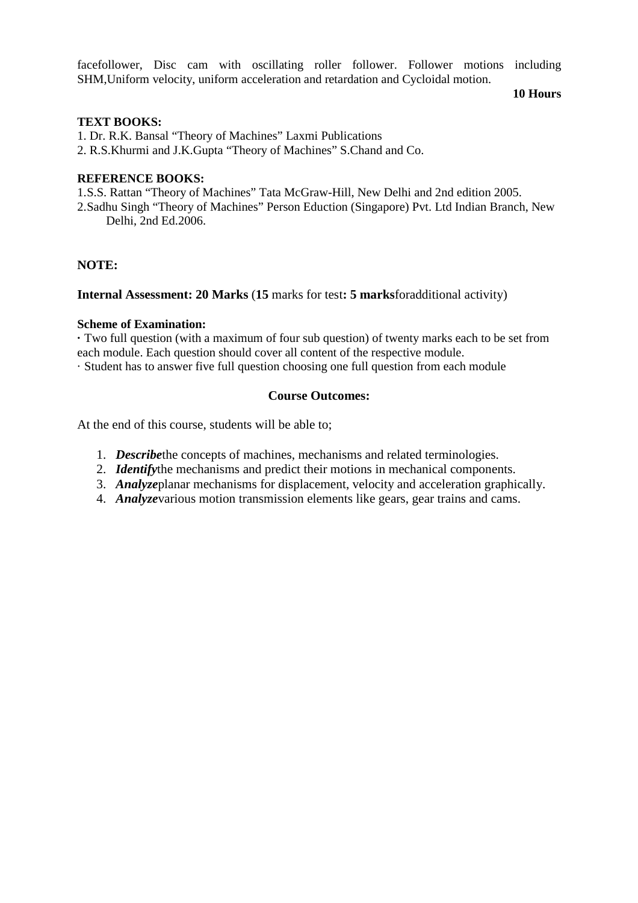facefollower, Disc cam with oscillating roller follower. Follower motions including SHM,Uniform velocity, uniform acceleration and retardation and Cycloidal motion.

**10 Hours**

**TEXT BOOKS:**

1. Dr. R.K. Bansal "Theory of Machines" Laxmi Publications
2. R.S.Khurmi and J.K.Gupta "Theory of Machines" S.Chand and Co.

**REFERENCE BOOKS:**

1.S.S. Rattan "Theory of Machines" Tata McGraw-Hill, New Delhi and 2nd edition 2005.

2.Sadhu Singh "Theory of Machines" Person Eduction (Singapore) Pvt. Ltd Indian Branch, New Delhi, 2nd Ed.2006.

**NOTE:**

**Internal Assessment: 20 Marks** (**15** marks for test**: 5 marks**foradditional activity)

**Scheme of Examination:**

· Two full question (with a maximum of four sub question) of twenty marks each to be set from each module. Each question should cover all content of the respective module.

· Student has to answer five full question choosing one full question from each module

**Course Outcomes:**

At the end of this course, students will be able to;

1. ***Describe***the concepts of machines, mechanisms and related terminologies.
2. ***Identify***the mechanisms and predict their motions in mechanical components.
3. ***Analyze***planar mechanisms for displacement, velocity and acceleration graphically.
4. ***Analyze***various motion transmission elements like gears, gear trains and cams.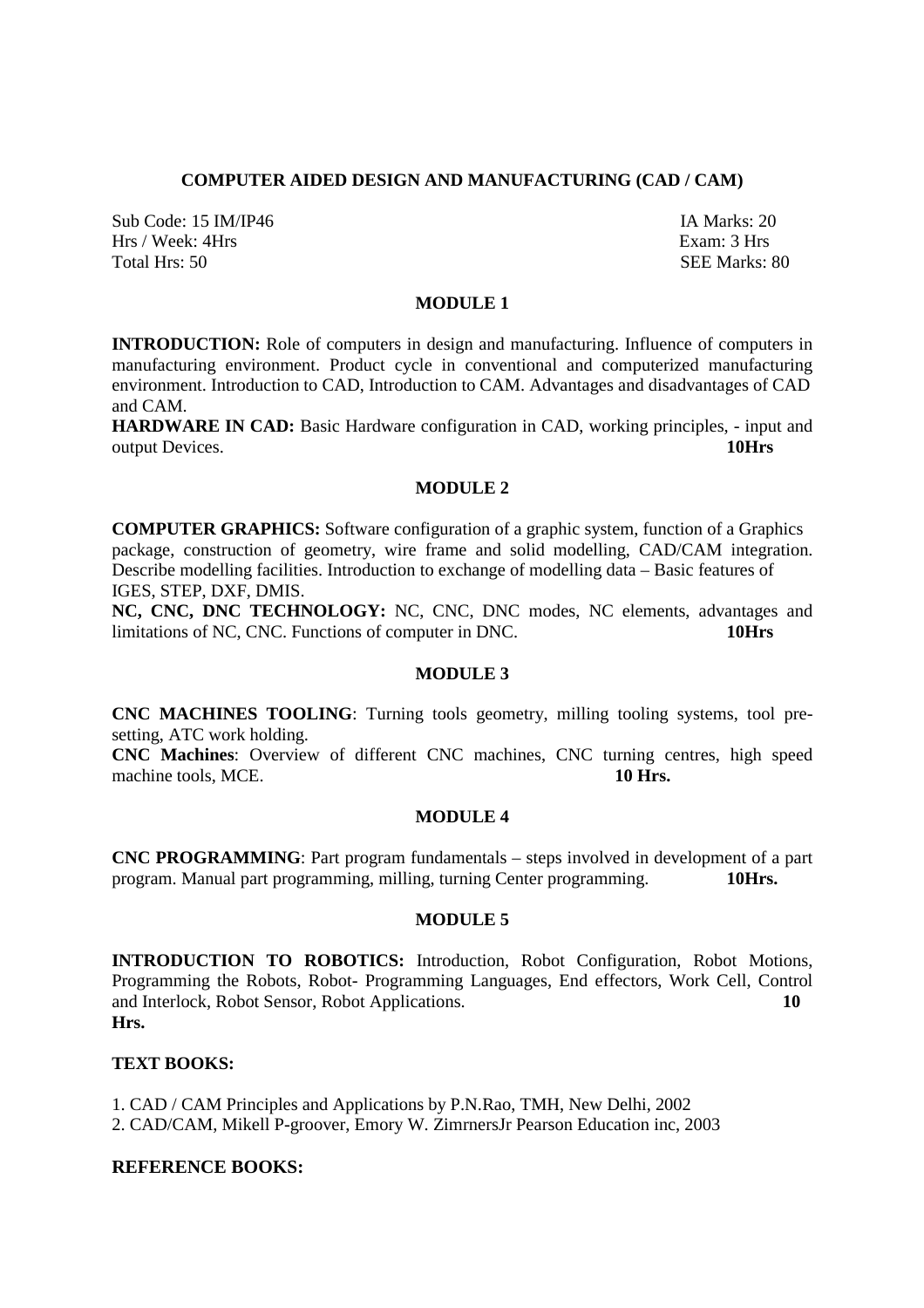## COMPUTER AIDED DESIGN AND MANUFACTURING (CAD / CAM)

Sub Code: 15 IM/IP46 IA Marks: 20
Hrs / Week: 4Hrs Exam: 3 Hrs
Total Hrs: 50 SEE Marks: 80

### MODULE 1

**INTRODUCTION:** Role of computers in design and manufacturing. Influence of computers in manufacturing environment. Product cycle in conventional and computerized manufacturing environment. Introduction to CAD, Introduction to CAM. Advantages and disadvantages of CAD and CAM.

**HARDWARE IN CAD:** Basic Hardware configuration in CAD, working principles, - input and output Devices. **10Hrs**

### MODULE 2

**COMPUTER GRAPHICS:** Software configuration of a graphic system, function of a Graphics package, construction of geometry, wire frame and solid modelling, CAD/CAM integration. Describe modelling facilities. Introduction to exchange of modelling data – Basic features of IGES, STEP, DXF, DMIS.

**NC, CNC, DNC TECHNOLOGY:** NC, CNC, DNC modes, NC elements, advantages and limitations of NC, CNC. Functions of computer in DNC. **10Hrs**

### MODULE 3

**CNC MACHINES TOOLING**: Turning tools geometry, milling tooling systems, tool pre-setting, ATC work holding.

**CNC Machines**: Overview of different CNC machines, CNC turning centres, high speed machine tools, MCE. **10 Hrs.**

### MODULE 4

**CNC PROGRAMMING**: Part program fundamentals – steps involved in development of a part program. Manual part programming, milling, turning Center programming. **10Hrs.**

### MODULE 5

**INTRODUCTION TO ROBOTICS:** Introduction, Robot Configuration, Robot Motions, Programming the Robots, Robot- Programming Languages, End effectors, Work Cell, Control and Interlock, Robot Sensor, Robot Applications. **10 Hrs.**

### TEXT BOOKS:

1. CAD / CAM Principles and Applications by P.N.Rao, TMH, New Delhi, 2002
2. CAD/CAM, Mikell P-groover, Emory W. ZimrnersJr Pearson Education inc, 2003

### REFERENCE BOOKS: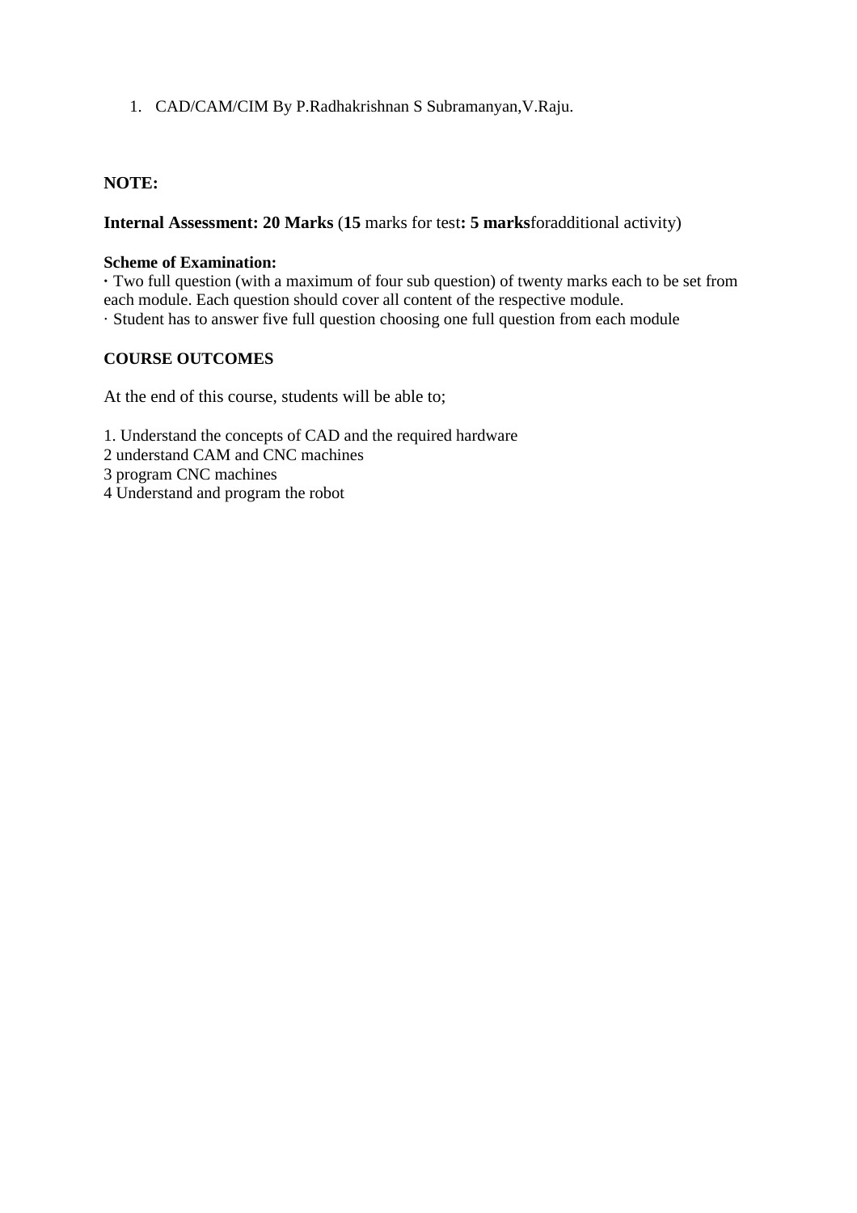1. CAD/CAM/CIM By P.Radhakrishnan S Subramanyan,V.Raju.

**NOTE:**

**Internal Assessment: 20 Marks** (**15** marks for test**: 5 marks**foradditional activity)

**Scheme of Examination:**

· Two full question (with a maximum of four sub question) of twenty marks each to be set from each module. Each question should cover all content of the respective module.

· Student has to answer five full question choosing one full question from each module

**COURSE OUTCOMES**

At the end of this course, students will be able to;

1. Understand the concepts of CAD and the required hardware
2 understand CAM and CNC machines
3 program CNC machines
4 Understand and program the robot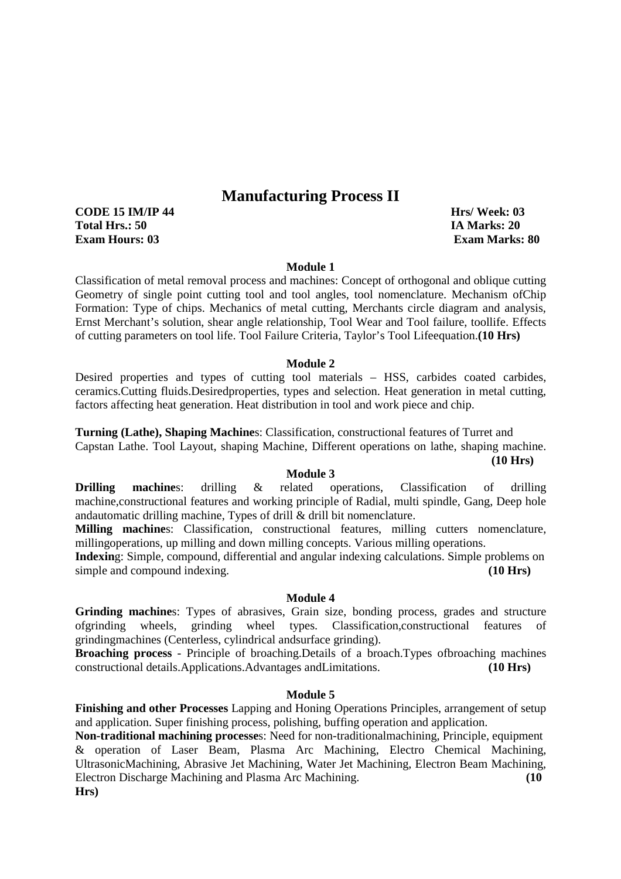# Manufacturing Process II

**CODE 15 IM/IP 44** **Hrs/ Week: 03**
**Total Hrs.: 50** **IA Marks: 20**
**Exam Hours: 03** **Exam Marks: 80**

### Module 1

Classification of metal removal process and machines: Concept of orthogonal and oblique cutting Geometry of single point cutting tool and tool angles, tool nomenclature. Mechanism ofChip Formation: Type of chips. Mechanics of metal cutting, Merchants circle diagram and analysis, Ernst Merchant's solution, shear angle relationship, Tool Wear and Tool failure, toollife. Effects of cutting parameters on tool life. Tool Failure Criteria, Taylor's Tool Lifeequation.**(10 Hrs)**

### Module 2

Desired properties and types of cutting tool materials – HSS, carbides coated carbides, ceramics.Cutting fluids.Desiredproperties, types and selection. Heat generation in metal cutting, factors affecting heat generation. Heat distribution in tool and work piece and chip.

**Turning (Lathe), Shaping Machine**s: Classification, constructional features of Turret and Capstan Lathe. Tool Layout, shaping Machine, Different operations on lathe, shaping machine. **(10 Hrs)**

### Module 3

**Drilling machine**s: drilling & related operations, Classification of drilling machine,constructional features and working principle of Radial, multi spindle, Gang, Deep hole andautomatic drilling machine, Types of drill & drill bit nomenclature.
**Milling machine**s: Classification, constructional features, milling cutters nomenclature, millingoperations, up milling and down milling concepts. Various milling operations.
**Indexin**g: Simple, compound, differential and angular indexing calculations. Simple problems on simple and compound indexing. **(10 Hrs)**

### Module 4

**Grinding machine**s: Types of abrasives, Grain size, bonding process, grades and structure ofgrinding wheels, grinding wheel types. Classification,constructional features of grindingmachines (Centerless, cylindrical andsurface grinding).
**Broaching process** - Principle of broaching.Details of a broach.Types ofbroaching machines constructional details.Applications.Advantages andLimitations. **(10 Hrs)**

### Module 5

**Finishing and other Processes** Lapping and Honing Operations Principles, arrangement of setup and application. Super finishing process, polishing, buffing operation and application.
**Non-traditional machining processe**s: Need for non-traditionalmachining, Principle, equipment & operation of Laser Beam, Plasma Arc Machining, Electro Chemical Machining, UltrasonicMachining, Abrasive Jet Machining, Water Jet Machining, Electron Beam Machining, Electron Discharge Machining and Plasma Arc Machining. **(10 Hrs)**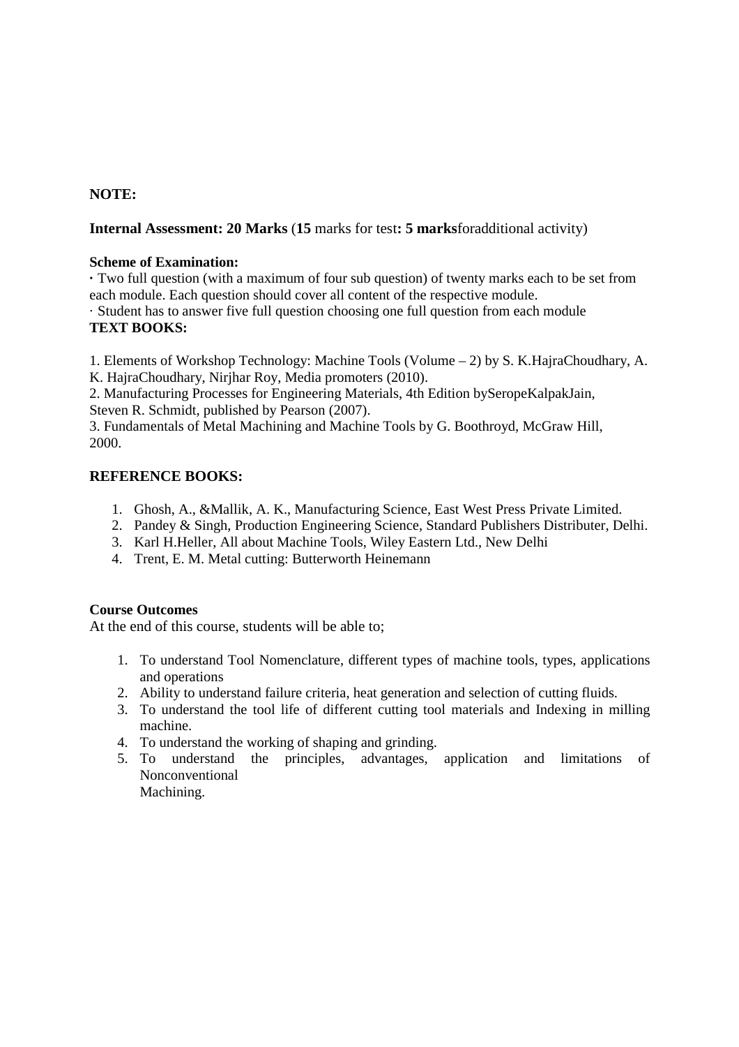**NOTE:**

**Internal Assessment: 20 Marks** (**15** marks for test**: 5 marks**foradditional activity)

**Scheme of Examination:**

· Two full question (with a maximum of four sub question) of twenty marks each to be set from each module. Each question should cover all content of the respective module.

· Student has to answer five full question choosing one full question from each module

**TEXT BOOKS:**

1. Elements of Workshop Technology: Machine Tools (Volume – 2) by S. K.HajraChoudhary, A. K. HajraChoudhary, Nirjhar Roy, Media promoters (2010).
2. Manufacturing Processes for Engineering Materials, 4th Edition bySeropeKalpakJain, Steven R. Schmidt, published by Pearson (2007).
3. Fundamentals of Metal Machining and Machine Tools by G. Boothroyd, McGraw Hill, 2000.

**REFERENCE BOOKS:**

1. Ghosh, A., &Mallik, A. K., Manufacturing Science, East West Press Private Limited.
2. Pandey & Singh, Production Engineering Science, Standard Publishers Distributer, Delhi.
3. Karl H.Heller, All about Machine Tools, Wiley Eastern Ltd., New Delhi
4. Trent, E. M. Metal cutting: Butterworth Heinemann

**Course Outcomes**

At the end of this course, students will be able to;

1. To understand Tool Nomenclature, different types of machine tools, types, applications and operations
2. Ability to understand failure criteria, heat generation and selection of cutting fluids.
3. To understand the tool life of different cutting tool materials and Indexing in milling machine.
4. To understand the working of shaping and grinding.
5. To understand the principles, advantages, application and limitations of Nonconventional Machining.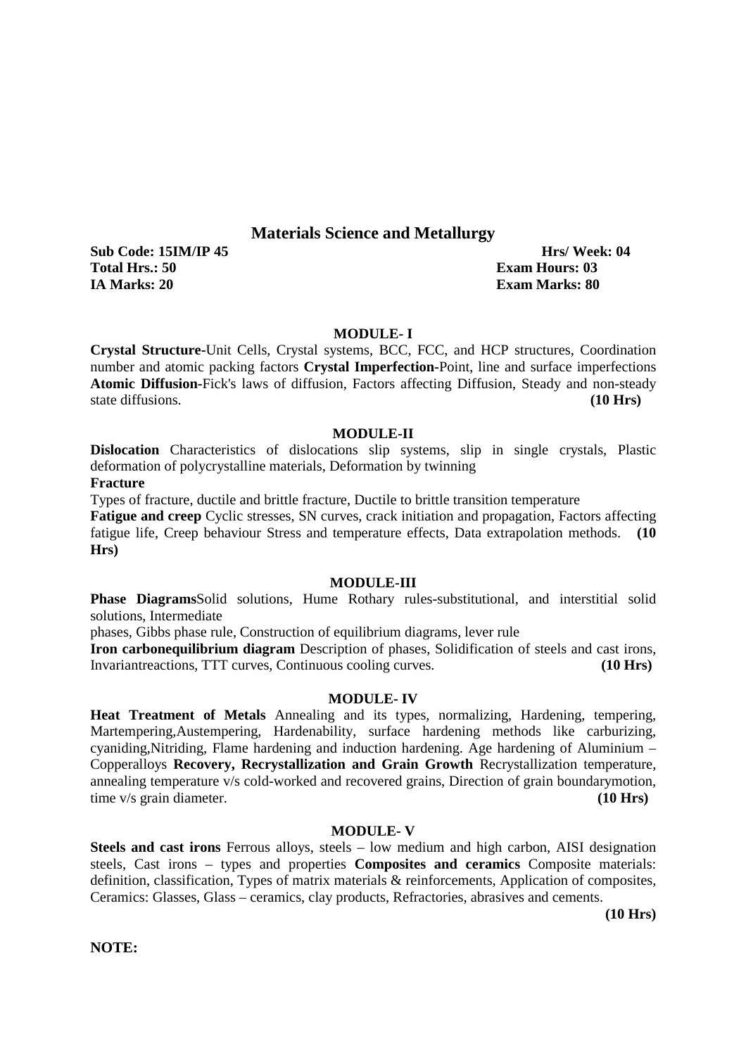# Materials Science and Metallurgy

**Sub Code: 15IM/IP 45** **Hrs/ Week: 04**
**Total Hrs.: 50** **Exam Hours: 03**
**IA Marks: 20** **Exam Marks: 80**

## MODULE- I

**Crystal Structure**-Unit Cells, Crystal systems, BCC, FCC, and HCP structures, Coordination number and atomic packing factors **Crystal Imperfection**-Point, line and surface imperfections **Atomic Diffusion**-Fick's laws of diffusion, Factors affecting Diffusion, Steady and non-steady state diffusions. **(10 Hrs)**

## MODULE-II

**Dislocation** Characteristics of dislocations slip systems, slip in single crystals, Plastic deformation of polycrystalline materials, Deformation by twinning

**Fracture**

Types of fracture, ductile and brittle fracture, Ductile to brittle transition temperature

**Fatigue and creep** Cyclic stresses, SN curves, crack initiation and propagation, Factors affecting fatigue life, Creep behaviour Stress and temperature effects, Data extrapolation methods. **(10 Hrs)**

## MODULE-III

**Phase Diagrams**Solid solutions, Hume Rothary rules-substitutional, and interstitial solid solutions, Intermediate phases, Gibbs phase rule, Construction of equilibrium diagrams, lever rule

**Iron carbonequilibrium diagram** Description of phases, Solidification of steels and cast irons, Invariantreactions, TTT curves, Continuous cooling curves. **(10 Hrs)**

## MODULE- IV

**Heat Treatment of Metals** Annealing and its types, normalizing, Hardening, tempering, Martempering,Austempering, Hardenability, surface hardening methods like carburizing, cyaniding,Nitriding, Flame hardening and induction hardening. Age hardening of Aluminium – Copperalloys **Recovery, Recrystallization and Grain Growth** Recrystallization temperature, annealing temperature v/s cold-worked and recovered grains, Direction of grain boundarymotion, time v/s grain diameter. **(10 Hrs)**

## MODULE- V

**Steels and cast irons** Ferrous alloys, steels – low medium and high carbon, AISI designation steels, Cast irons – types and properties **Composites and ceramics** Composite materials: definition, classification, Types of matrix materials & reinforcements, Application of composites, Ceramics: Glasses, Glass – ceramics, clay products, Refractories, abrasives and cements. **(10 Hrs)**

**NOTE:**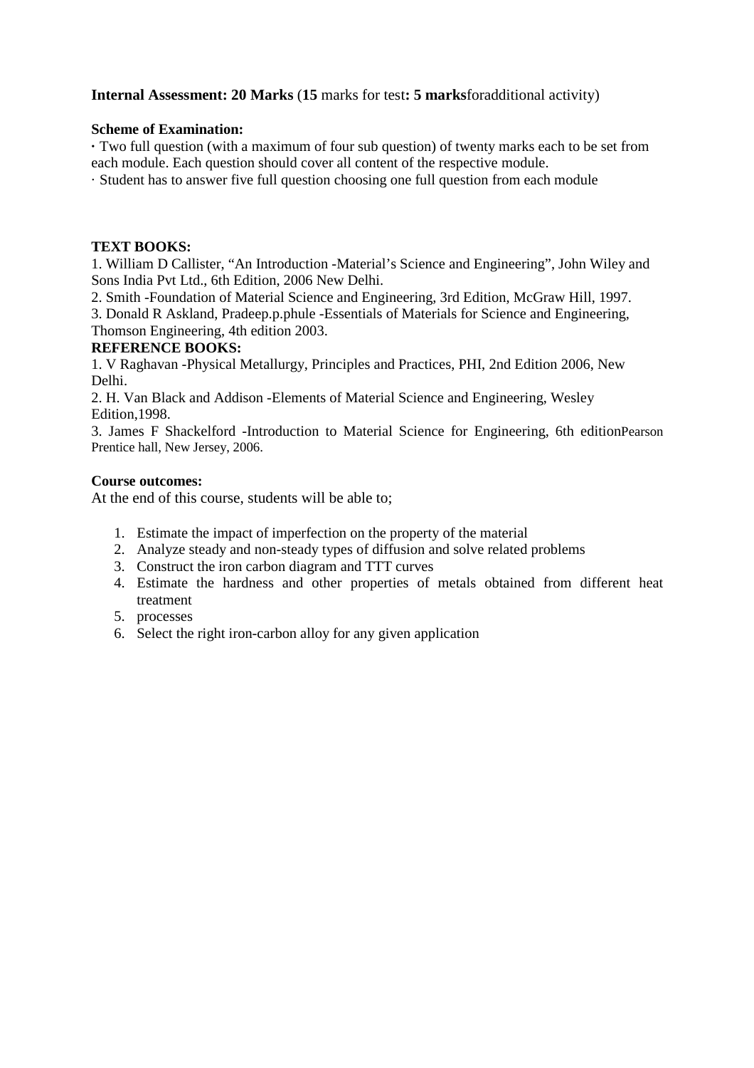**Internal Assessment: 20 Marks** (**15** marks for test**: 5 marks**foradditional activity)

**Scheme of Examination:**

· Two full question (with a maximum of four sub question) of twenty marks each to be set from each module. Each question should cover all content of the respective module.

· Student has to answer five full question choosing one full question from each module

**TEXT BOOKS:**

1. William D Callister, "An Introduction -Material's Science and Engineering", John Wiley and Sons India Pvt Ltd., 6th Edition, 2006 New Delhi.
2. Smith -Foundation of Material Science and Engineering, 3rd Edition, McGraw Hill, 1997.
3. Donald R Askland, Pradeep.p.phule -Essentials of Materials for Science and Engineering, Thomson Engineering, 4th edition 2003.

**REFERENCE BOOKS:**

1. V Raghavan -Physical Metallurgy, Principles and Practices, PHI, 2nd Edition 2006, New Delhi.
2. H. Van Black and Addison -Elements of Material Science and Engineering, Wesley Edition,1998.
3. James F Shackelford -Introduction to Material Science for Engineering, 6th editionPearson Prentice hall, New Jersey, 2006.

**Course outcomes:**

At the end of this course, students will be able to;

1. Estimate the impact of imperfection on the property of the material
2. Analyze steady and non-steady types of diffusion and solve related problems
3. Construct the iron carbon diagram and TTT curves
4. Estimate the hardness and other properties of metals obtained from different heat treatment
5. processes
6. Select the right iron-carbon alloy for any given application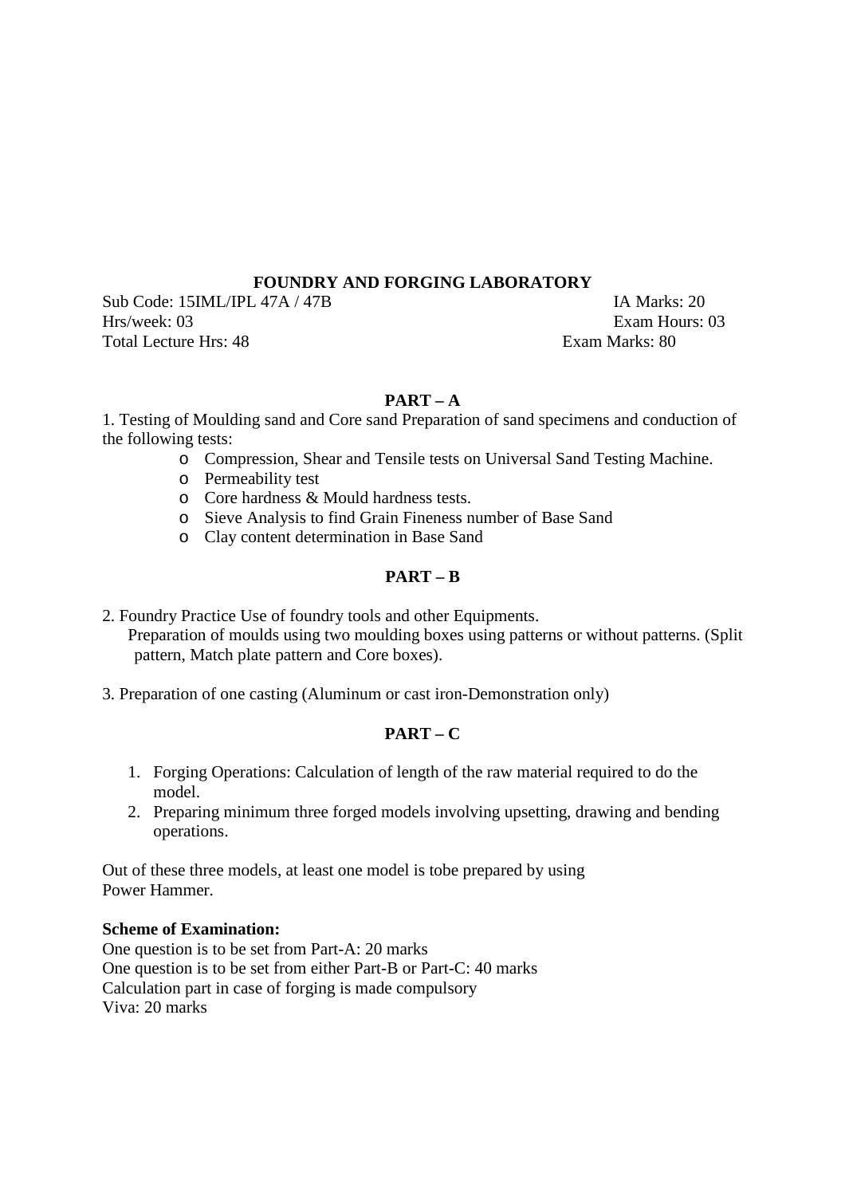**FOUNDRY AND FORGING LABORATORY**

Sub Code: 15IML/IPL 47A / 47B IA Marks: 20
Hrs/week: 03 Exam Hours: 03
Total Lecture Hrs: 48 Exam Marks: 80

**PART – A**

1. Testing of Moulding sand and Core sand Preparation of sand specimens and conduction of the following tests:
   - Compression, Shear and Tensile tests on Universal Sand Testing Machine.
   - Permeability test
   - Core hardness & Mould hardness tests.
   - Sieve Analysis to find Grain Fineness number of Base Sand
   - Clay content determination in Base Sand

**PART – B**

2. Foundry Practice Use of foundry tools and other Equipments.
   Preparation of moulds using two moulding boxes using patterns or without patterns. (Split pattern, Match plate pattern and Core boxes).

3. Preparation of one casting (Aluminum or cast iron-Demonstration only)

**PART – C**

1. Forging Operations: Calculation of length of the raw material required to do the model.
2. Preparing minimum three forged models involving upsetting, drawing and bending operations.

Out of these three models, at least one model is tobe prepared by using
Power Hammer.

**Scheme of Examination:**
One question is to be set from Part-A: 20 marks
One question is to be set from either Part-B or Part-C: 40 marks
Calculation part in case of forging is made compulsory
Viva: 20 marks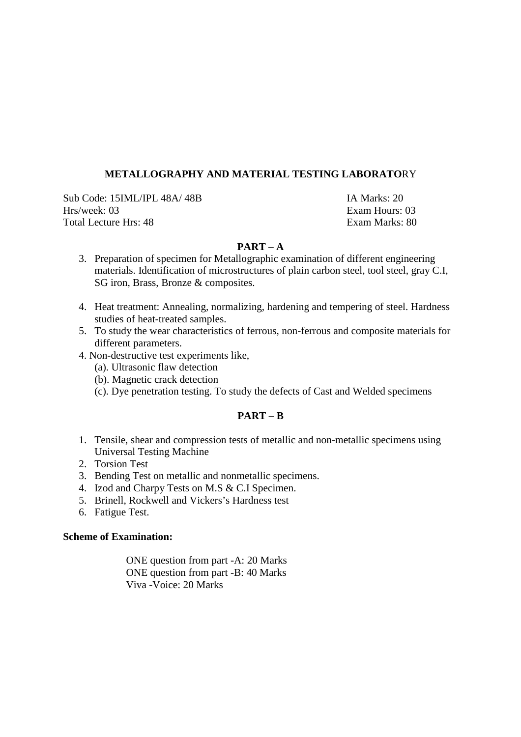## METALLOGRAPHY AND MATERIAL TESTING LABORATORY

| | |
|---|---|
| Sub Code: 15IML/IPL 48A/ 48B | IA Marks: 20 |
| Hrs/week: 03 | Exam Hours: 03 |
| Total Lecture Hrs: 48 | Exam Marks: 80 |

### PART – A

3. Preparation of specimen for Metallographic examination of different engineering materials. Identification of microstructures of plain carbon steel, tool steel, gray C.I, SG iron, Brass, Bronze & composites.

4. Heat treatment: Annealing, normalizing, hardening and tempering of steel. Hardness studies of heat-treated samples.
5. To study the wear characteristics of ferrous, non-ferrous and composite materials for different parameters.

4. Non-destructive test experiments like,
   (a). Ultrasonic flaw detection
   (b). Magnetic crack detection
   (c). Dye penetration testing. To study the defects of Cast and Welded specimens

### PART – B

1. Tensile, shear and compression tests of metallic and non-metallic specimens using Universal Testing Machine
2. Torsion Test
3. Bending Test on metallic and nonmetallic specimens.
4. Izod and Charpy Tests on M.S & C.I Specimen.
5. Brinell, Rockwell and Vickers's Hardness test
6. Fatigue Test.

**Scheme of Examination:**

ONE question from part -A: 20 Marks
ONE question from part -B: 40 Marks
Viva -Voice: 20 Marks